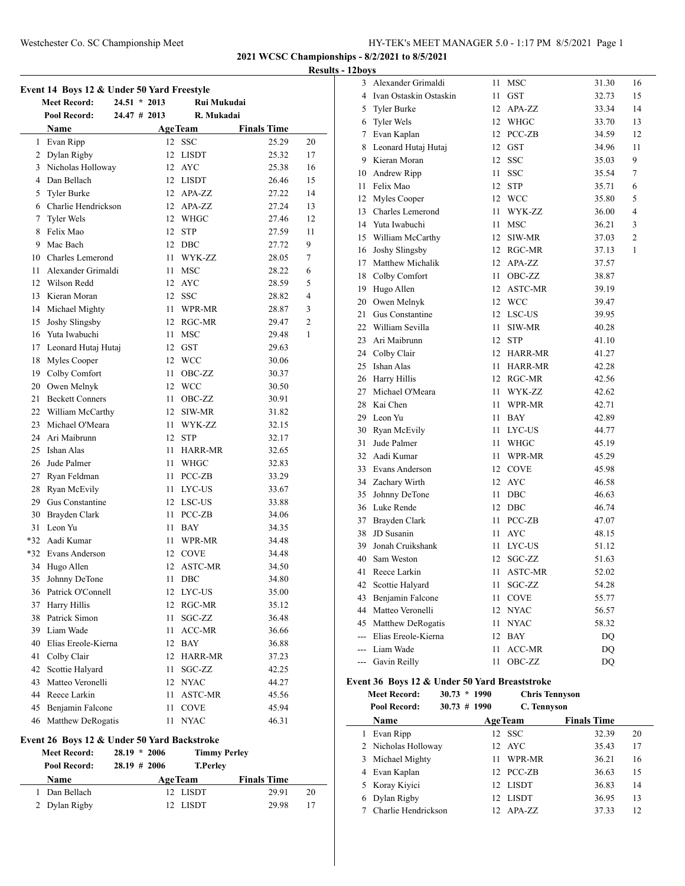## 2021 WCSC Championships - 8/2/2021 to 8/5/2021

### Results - 12boys

### Event 14 Boys 12 & Under 50 Yard Freestyle

**Meet Record:** 24.51 * 2013 Rui Mukudai
**Pool Record:** 24.47 # 2013 R. Mukadai

| | Name | Age | Team | Finals Time | |
|---|---|---|---|---|---|
| 1 | Evan Ripp | 12 | SSC | 25.29 | 20 |
| 2 | Dylan Rigby | 12 | LISDT | 25.32 | 17 |
| 3 | Nicholas Holloway | 12 | AYC | 25.38 | 16 |
| 4 | Dan Bellach | 12 | LISDT | 26.46 | 15 |
| 5 | Tyler Burke | 12 | APA-ZZ | 27.22 | 14 |
| 6 | Charlie Hendrickson | 12 | APA-ZZ | 27.24 | 13 |
| 7 | Tyler Wels | 12 | WHGC | 27.46 | 12 |
| 8 | Felix Mao | 12 | STP | 27.59 | 11 |
| 9 | Mac Bach | 12 | DBC | 27.72 | 9 |
| 10 | Charles Lemerond | 11 | WYK-ZZ | 28.05 | 7 |
| 11 | Alexander Grimaldi | 11 | MSC | 28.22 | 6 |
| 12 | Wilson Redd | 12 | AYC | 28.59 | 5 |
| 13 | Kieran Moran | 12 | SSC | 28.82 | 4 |
| 14 | Michael Mighty | 11 | WPR-MR | 28.87 | 3 |
| 15 | Joshy Slingsby | 12 | RGC-MR | 29.47 | 2 |
| 16 | Yuta Iwabuchi | 11 | MSC | 29.48 | 1 |
| 17 | Leonard Hutaj Hutaj | 12 | GST | 29.63 | |
| 18 | Myles Cooper | 12 | WCC | 30.06 | |
| 19 | Colby Comfort | 11 | OBC-ZZ | 30.37 | |
| 20 | Owen Melnyk | 12 | WCC | 30.50 | |
| 21 | Beckett Conners | 11 | OBC-ZZ | 30.91 | |
| 22 | William McCarthy | 12 | SIW-MR | 31.82 | |
| 23 | Michael O'Meara | 11 | WYK-ZZ | 32.15 | |
| 24 | Ari Maibrunn | 12 | STP | 32.17 | |
| 25 | Ishan Alas | 11 | HARR-MR | 32.65 | |
| 26 | Jude Palmer | 11 | WHGC | 32.83 | |
| 27 | Ryan Feldman | 11 | PCC-ZB | 33.29 | |
| 28 | Ryan McEvily | 11 | LYC-US | 33.67 | |
| 29 | Gus Constantine | 12 | LSC-US | 33.88 | |
| 30 | Brayden Clark | 11 | PCC-ZB | 34.06 | |
| 31 | Leon Yu | 11 | BAY | 34.35 | |
| *32 | Aadi Kumar | 11 | WPR-MR | 34.48 | |
| *32 | Evans Anderson | 12 | COVE | 34.48 | |
| 34 | Hugo Allen | 12 | ASTC-MR | 34.50 | |
| 35 | Johnny DeTone | 11 | DBC | 34.80 | |
| 36 | Patrick O'Connell | 12 | LYC-US | 35.00 | |
| 37 | Harry Hillis | 12 | RGC-MR | 35.12 | |
| 38 | Patrick Simon | 11 | SGC-ZZ | 36.48 | |
| 39 | Liam Wade | 11 | ACC-MR | 36.66 | |
| 40 | Elias Ereole-Kierna | 12 | BAY | 36.88 | |
| 41 | Colby Clair | 12 | HARR-MR | 37.23 | |
| 42 | Scottie Halyard | 11 | SGC-ZZ | 42.25 | |
| 43 | Matteo Veronelli | 12 | NYAC | 44.27 | |
| 44 | Reece Larkin | 11 | ASTC-MR | 45.56 | |
| 45 | Benjamin Falcone | 11 | COVE | 45.94 | |
| 46 | Matthew DeRogatis | 11 | NYAC | 46.31 | |

### Event 26 Boys 12 & Under 50 Yard Backstroke

**Meet Record:** 28.19 * 2006 Timmy Perley
**Pool Record:** 28.19 # 2006 T.Perley

| | Name | Age | Team | Finals Time | |
|---|---|---|---|---|---|
| 1 | Dan Bellach | 12 | LISDT | 29.91 | 20 |
| 2 | Dylan Rigby | 12 | LISDT | 29.98 | 17 |
| 3 | Alexander Grimaldi | 11 | MSC | 31.30 | 16 |
| 4 | Ivan Ostaskin Ostaskin | 11 | GST | 32.73 | 15 |
| 5 | Tyler Burke | 12 | APA-ZZ | 33.34 | 14 |
| 6 | Tyler Wels | 12 | WHGC | 33.70 | 13 |
| 7 | Evan Kaplan | 12 | PCC-ZB | 34.59 | 12 |
| 8 | Leonard Hutaj Hutaj | 12 | GST | 34.96 | 11 |
| 9 | Kieran Moran | 12 | SSC | 35.03 | 9 |
| 10 | Andrew Ripp | 11 | SSC | 35.54 | 7 |
| 11 | Felix Mao | 12 | STP | 35.71 | 6 |
| 12 | Myles Cooper | 12 | WCC | 35.80 | 5 |
| 13 | Charles Lemerond | 11 | WYK-ZZ | 36.00 | 4 |
| 14 | Yuta Iwabuchi | 11 | MSC | 36.21 | 3 |
| 15 | William McCarthy | 12 | SIW-MR | 37.03 | 2 |
| 16 | Joshy Slingsby | 12 | RGC-MR | 37.13 | 1 |
| 17 | Matthew Michalik | 12 | APA-ZZ | 37.57 | |
| 18 | Colby Comfort | 11 | OBC-ZZ | 38.87 | |
| 19 | Hugo Allen | 12 | ASTC-MR | 39.19 | |
| 20 | Owen Melnyk | 12 | WCC | 39.47 | |
| 21 | Gus Constantine | 12 | LSC-US | 39.95 | |
| 22 | William Sevilla | 11 | SIW-MR | 40.28 | |
| 23 | Ari Maibrunn | 12 | STP | 41.10 | |
| 24 | Colby Clair | 12 | HARR-MR | 41.27 | |
| 25 | Ishan Alas | 11 | HARR-MR | 42.28 | |
| 26 | Harry Hillis | 12 | RGC-MR | 42.56 | |
| 27 | Michael O'Meara | 11 | WYK-ZZ | 42.62 | |
| 28 | Kai Chen | 11 | WPR-MR | 42.71 | |
| 29 | Leon Yu | 11 | BAY | 42.89 | |
| 30 | Ryan McEvily | 11 | LYC-US | 44.77 | |
| 31 | Jude Palmer | 11 | WHGC | 45.19 | |
| 32 | Aadi Kumar | 11 | WPR-MR | 45.29 | |
| 33 | Evans Anderson | 12 | COVE | 45.98 | |
| 34 | Zachary Wirth | 12 | AYC | 46.58 | |
| 35 | Johnny DeTone | 11 | DBC | 46.63 | |
| 36 | Luke Rende | 12 | DBC | 46.74 | |
| 37 | Brayden Clark | 11 | PCC-ZB | 47.07 | |
| 38 | JD Susanin | 11 | AYC | 48.15 | |
| 39 | Jonah Cruikshank | 11 | LYC-US | 51.12 | |
| 40 | Sam Weston | 12 | SGC-ZZ | 51.63 | |
| 41 | Reece Larkin | 11 | ASTC-MR | 52.02 | |
| 42 | Scottie Halyard | 11 | SGC-ZZ | 54.28 | |
| 43 | Benjamin Falcone | 11 | COVE | 55.77 | |
| 44 | Matteo Veronelli | 12 | NYAC | 56.57 | |
| 45 | Matthew DeRogatis | 11 | NYAC | 58.32 | |
| --- | Elias Ereole-Kierna | 12 | BAY | DQ | |
| --- | Liam Wade | 11 | ACC-MR | DQ | |
| --- | Gavin Reilly | 11 | OBC-ZZ | DQ | |

### Event 36 Boys 12 & Under 50 Yard Breaststroke

**Meet Record:** 30.73 * 1990 Chris Tennyson
**Pool Record:** 30.73 # 1990 C. Tennyson

| | Name | Age | Team | Finals Time | |
|---|---|---|---|---|---|
| 1 | Evan Ripp | 12 | SSC | 32.39 | 20 |
| 2 | Nicholas Holloway | 12 | AYC | 35.43 | 17 |
| 3 | Michael Mighty | 11 | WPR-MR | 36.21 | 16 |
| 4 | Evan Kaplan | 12 | PCC-ZB | 36.63 | 15 |
| 5 | Koray Kiyici | 12 | LISDT | 36.83 | 14 |
| 6 | Dylan Rigby | 12 | LISDT | 36.95 | 13 |
| 7 | Charlie Hendrickson | 12 | APA-ZZ | 37.33 | 12 |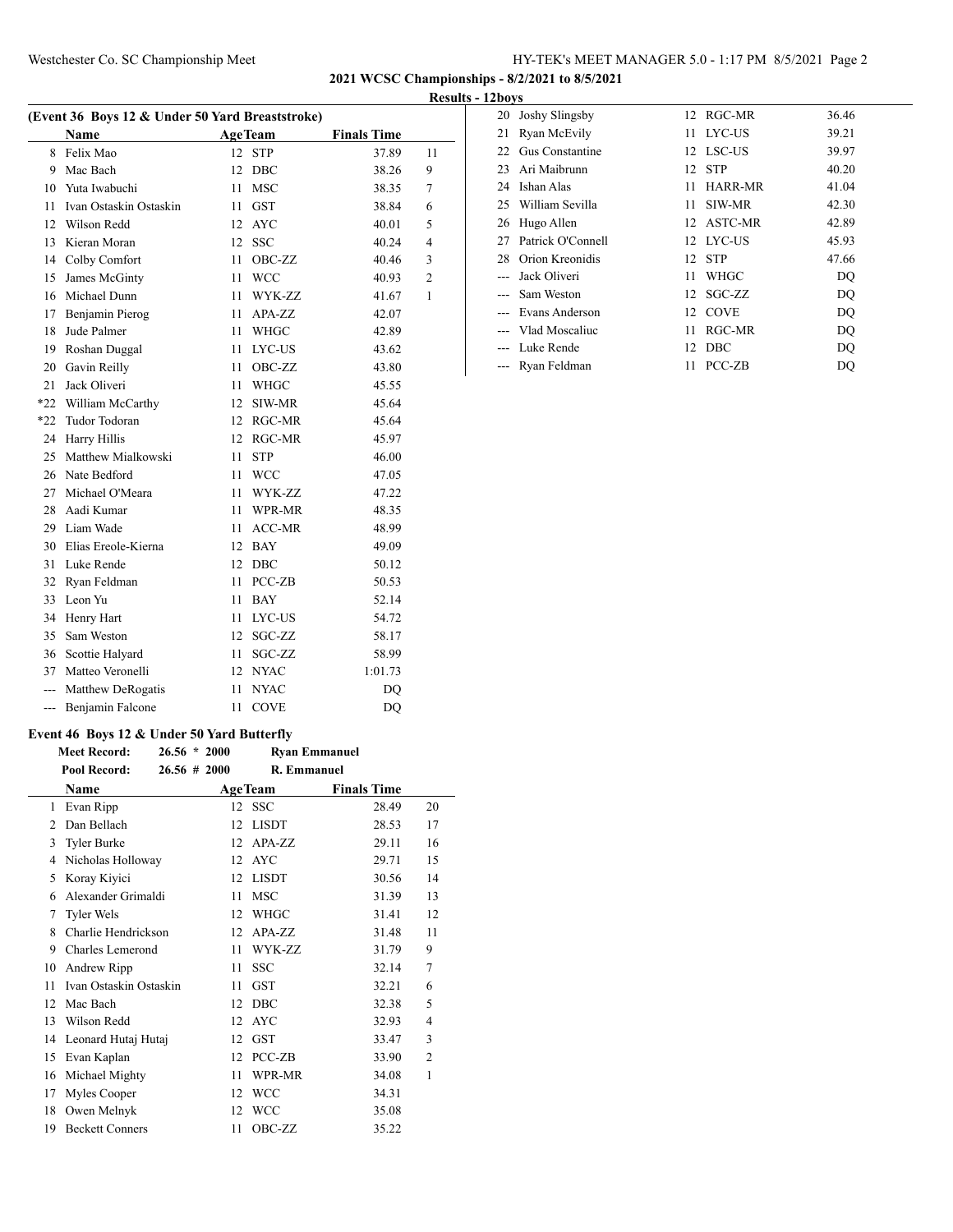**2021 WCSC Championships - 8/2/2021 to 8/5/2021**

**Results - 12boys**

### (Event 36 Boys 12 & Under 50 Yard Breaststroke)

| | Name | Age | Team | Finals Time | |
|---|---|---|---|---|---|
| 8 | Felix Mao | 12 | STP | 37.89 | 11 |
| 9 | Mac Bach | 12 | DBC | 38.26 | 9 |
| 10 | Yuta Iwabuchi | 11 | MSC | 38.35 | 7 |
| 11 | Ivan Ostaskin Ostaskin | 11 | GST | 38.84 | 6 |
| 12 | Wilson Redd | 12 | AYC | 40.01 | 5 |
| 13 | Kieran Moran | 12 | SSC | 40.24 | 4 |
| 14 | Colby Comfort | 11 | OBC-ZZ | 40.46 | 3 |
| 15 | James McGinty | 11 | WCC | 40.93 | 2 |
| 16 | Michael Dunn | 11 | WYK-ZZ | 41.67 | 1 |
| 17 | Benjamin Pierog | 11 | APA-ZZ | 42.07 | |
| 18 | Jude Palmer | 11 | WHGC | 42.89 | |
| 19 | Roshan Duggal | 11 | LYC-US | 43.62 | |
| 20 | Gavin Reilly | 11 | OBC-ZZ | 43.80 | |
| 21 | Jack Oliveri | 11 | WHGC | 45.55 | |
| *22 | William McCarthy | 12 | SIW-MR | 45.64 | |
| *22 | Tudor Todoran | 12 | RGC-MR | 45.64 | |
| 24 | Harry Hillis | 12 | RGC-MR | 45.97 | |
| 25 | Matthew Mialkowski | 11 | STP | 46.00 | |
| 26 | Nate Bedford | 11 | WCC | 47.05 | |
| 27 | Michael O'Meara | 11 | WYK-ZZ | 47.22 | |
| 28 | Aadi Kumar | 11 | WPR-MR | 48.35 | |
| 29 | Liam Wade | 11 | ACC-MR | 48.99 | |
| 30 | Elias Ereole-Kierna | 12 | BAY | 49.09 | |
| 31 | Luke Rende | 12 | DBC | 50.12 | |
| 32 | Ryan Feldman | 11 | PCC-ZB | 50.53 | |
| 33 | Leon Yu | 11 | BAY | 52.14 | |
| 34 | Henry Hart | 11 | LYC-US | 54.72 | |
| 35 | Sam Weston | 12 | SGC-ZZ | 58.17 | |
| 36 | Scottie Halyard | 11 | SGC-ZZ | 58.99 | |
| 37 | Matteo Veronelli | 12 | NYAC | 1:01.73 | |
| --- | Matthew DeRogatis | 11 | NYAC | DQ | |
| --- | Benjamin Falcone | 11 | COVE | DQ | |

### Event 46 Boys 12 & Under 50 Yard Butterfly

**Meet Record:** 26.56 * 2000 **Ryan Emmanuel**

**Pool Record:** 26.56 # 2000 **R. Emmanuel**

| | Name | Age | Team | Finals Time | |
|---|---|---|---|---|---|
| 1 | Evan Ripp | 12 | SSC | 28.49 | 20 |
| 2 | Dan Bellach | 12 | LISDT | 28.53 | 17 |
| 3 | Tyler Burke | 12 | APA-ZZ | 29.11 | 16 |
| 4 | Nicholas Holloway | 12 | AYC | 29.71 | 15 |
| 5 | Koray Kiyici | 12 | LISDT | 30.56 | 14 |
| 6 | Alexander Grimaldi | 11 | MSC | 31.39 | 13 |
| 7 | Tyler Wels | 12 | WHGC | 31.41 | 12 |
| 8 | Charlie Hendrickson | 12 | APA-ZZ | 31.48 | 11 |
| 9 | Charles Lemerond | 11 | WYK-ZZ | 31.79 | 9 |
| 10 | Andrew Ripp | 11 | SSC | 32.14 | 7 |
| 11 | Ivan Ostaskin Ostaskin | 11 | GST | 32.21 | 6 |
| 12 | Mac Bach | 12 | DBC | 32.38 | 5 |
| 13 | Wilson Redd | 12 | AYC | 32.93 | 4 |
| 14 | Leonard Hutaj Hutaj | 12 | GST | 33.47 | 3 |
| 15 | Evan Kaplan | 12 | PCC-ZB | 33.90 | 2 |
| 16 | Michael Mighty | 11 | WPR-MR | 34.08 | 1 |
| 17 | Myles Cooper | 12 | WCC | 34.31 | |
| 18 | Owen Melnyk | 12 | WCC | 35.08 | |
| 19 | Beckett Conners | 11 | OBC-ZZ | 35.22 | |
| 20 | Joshy Slingsby | 12 | RGC-MR | 36.46 | |
| 21 | Ryan McEvily | 11 | LYC-US | 39.21 | |
| 22 | Gus Constantine | 12 | LSC-US | 39.97 | |
| 23 | Ari Maibrunn | 12 | STP | 40.20 | |
| 24 | Ishan Alas | 11 | HARR-MR | 41.04 | |
| 25 | William Sevilla | 11 | SIW-MR | 42.30 | |
| 26 | Hugo Allen | 12 | ASTC-MR | 42.89 | |
| 27 | Patrick O'Connell | 12 | LYC-US | 45.93 | |
| 28 | Orion Kreonidis | 12 | STP | 47.66 | |
| --- | Jack Oliveri | 11 | WHGC | DQ | |
| --- | Sam Weston | 12 | SGC-ZZ | DQ | |
| --- | Evans Anderson | 12 | COVE | DQ | |
| --- | Vlad Moscaliuc | 11 | RGC-MR | DQ | |
| --- | Luke Rende | 12 | DBC | DQ | |
| --- | Ryan Feldman | 11 | PCC-ZB | DQ | |